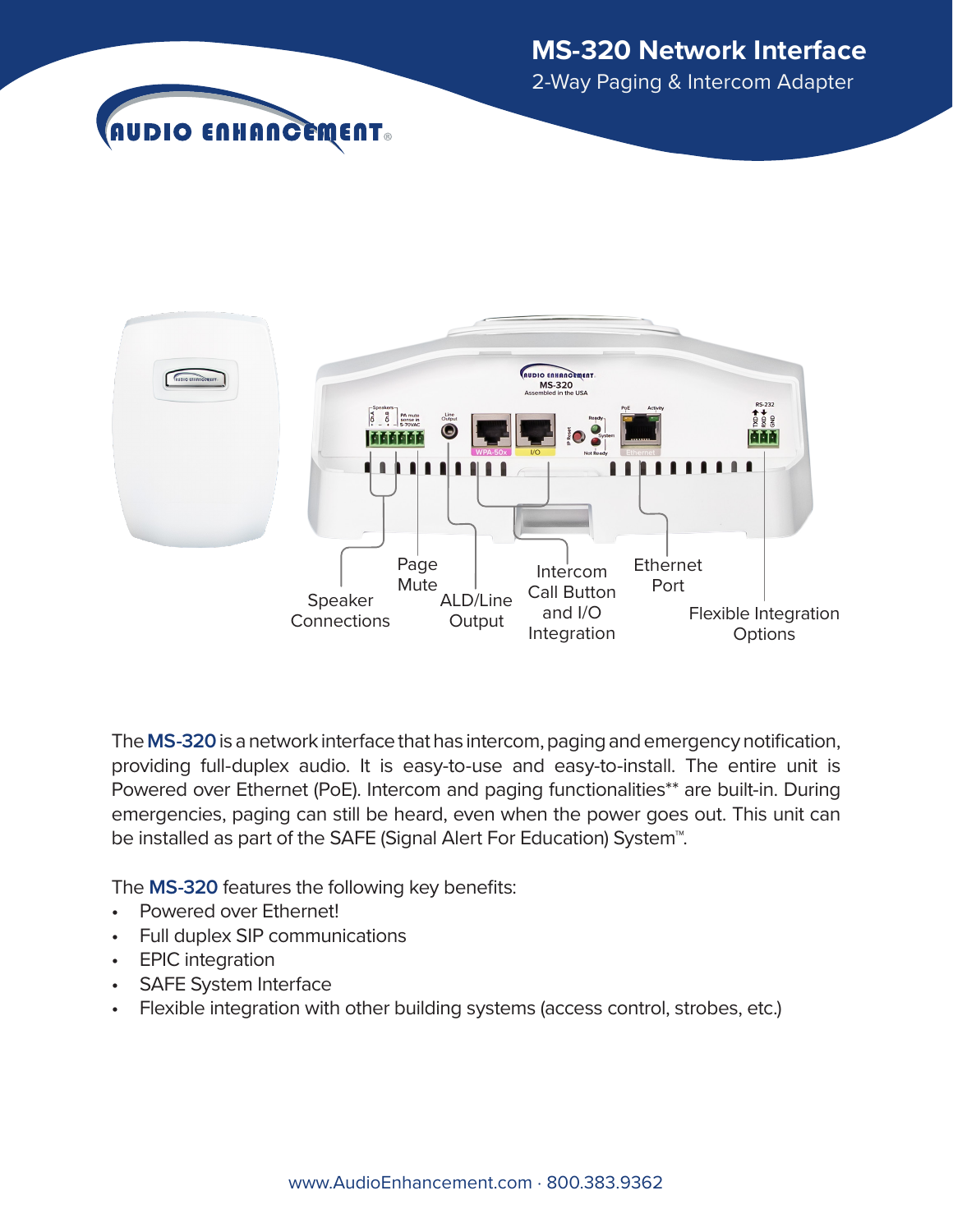# MS-320 Network Interface

2-Way Paging & Intercom Adapter

Speaker Connections

Page Mute

ALD/Line Output

Intercom Call Button and I/O Integration

Ethernet Port

Flexible Integration Options

The **MS-320** is a network interface that has intercom, paging and emergency notification, providing full-duplex audio. It is easy-to-use and easy-to-install. The entire unit is Powered over Ethernet (PoE). Intercom and paging functionalities** are built-in. During emergencies, paging can still be heard, even when the power goes out. This unit can be installed as part of the SAFE (Signal Alert For Education) System™.

The **MS-320** features the following key benefits:

- Powered over Ethernet!
- Full duplex SIP communications
- EPIC integration
- SAFE System Interface
- Flexible integration with other building systems (access control, strobes, etc.)

www.AudioEnhancement.com · 800.383.9362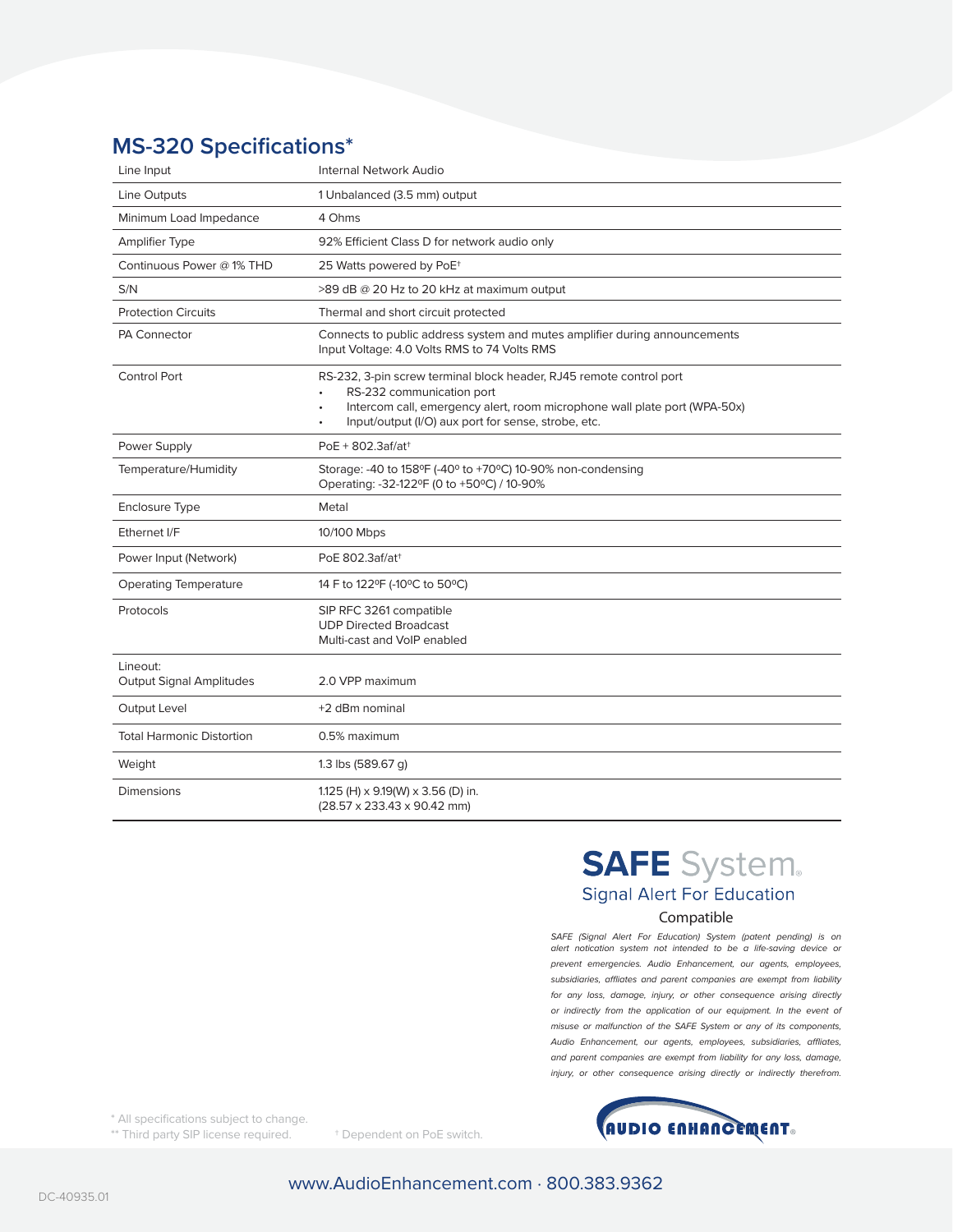## MS-320 Specifications*

| | |
|---|---|
| Line Input | Internal Network Audio |
| Line Outputs | 1 Unbalanced (3.5 mm) output |
| Minimum Load Impedance | 4 Ohms |
| Amplifier Type | 92% Efficient Class D for network audio only |
| Continuous Power @ 1% THD | 25 Watts powered by PoE† |
| S/N | >89 dB @ 20 Hz to 20 kHz at maximum output |
| Protection Circuits | Thermal and short circuit protected |
| PA Connector | Connects to public address system and mutes amplifier during announcements<br>Input Voltage: 4.0 Volts RMS to 74 Volts RMS |
| Control Port | RS-232, 3-pin screw terminal block header, RJ45 remote control port<br>• RS-232 communication port<br>• Intercom call, emergency alert, room microphone wall plate port (WPA-50x)<br>• Input/output (I/O) aux port for sense, strobe, etc. |
| Power Supply | PoE + 802.3af/at† |
| Temperature/Humidity | Storage: -40 to 158ºF (-40º to +70ºC) 10-90% non-condensing<br>Operating: -32-122ºF (0 to +50ºC) / 10-90% |
| Enclosure Type | Metal |
| Ethernet I/F | 10/100 Mbps |
| Power Input (Network) | PoE 802.3af/at† |
| Operating Temperature | 14 F to 122ºF (-10ºC to 50ºC) |
| Protocols | SIP RFC 3261 compatible<br>UDP Directed Broadcast<br>Multi-cast and VoIP enabled |
| Lineout:<br>Output Signal Amplitudes | 2.0 VPP maximum |
| Output Level | +2 dBm nominal |
| Total Harmonic Distortion | 0.5% maximum |
| Weight | 1.3 lbs (589.67 g) |
| Dimensions | 1.125 (H) x 9.19(W) x 3.56 (D) in.<br>(28.57 x 233.43 x 90.42 mm) |

**SAFE System**
Signal Alert For Education
Compatible

*SAFE (Signal Alert For Education) System (patent pending) is an alert notication system not intended to be a life-saving device or prevent emergencies. Audio Enhancement, our agents, employees, subsidiaries, affliates and parent companies are exempt from liability for any loss, damage, injury, or other consequence arising directly or indirectly from the application of our equipment. In the event of misuse or malfunction of the SAFE System or any of its components, Audio Enhancement, our agents, employees, subsidiaries, affliates, and parent companies are exempt from liability for any loss, damage, injury, or other consequence arising directly or indirectly therefrom.*

\* All specifications subject to change.
** Third party SIP license required.
† Dependent on PoE switch.

AUDIO ENHANCEMENT

www.AudioEnhancement.com · 800.383.9362

DC-40935.01